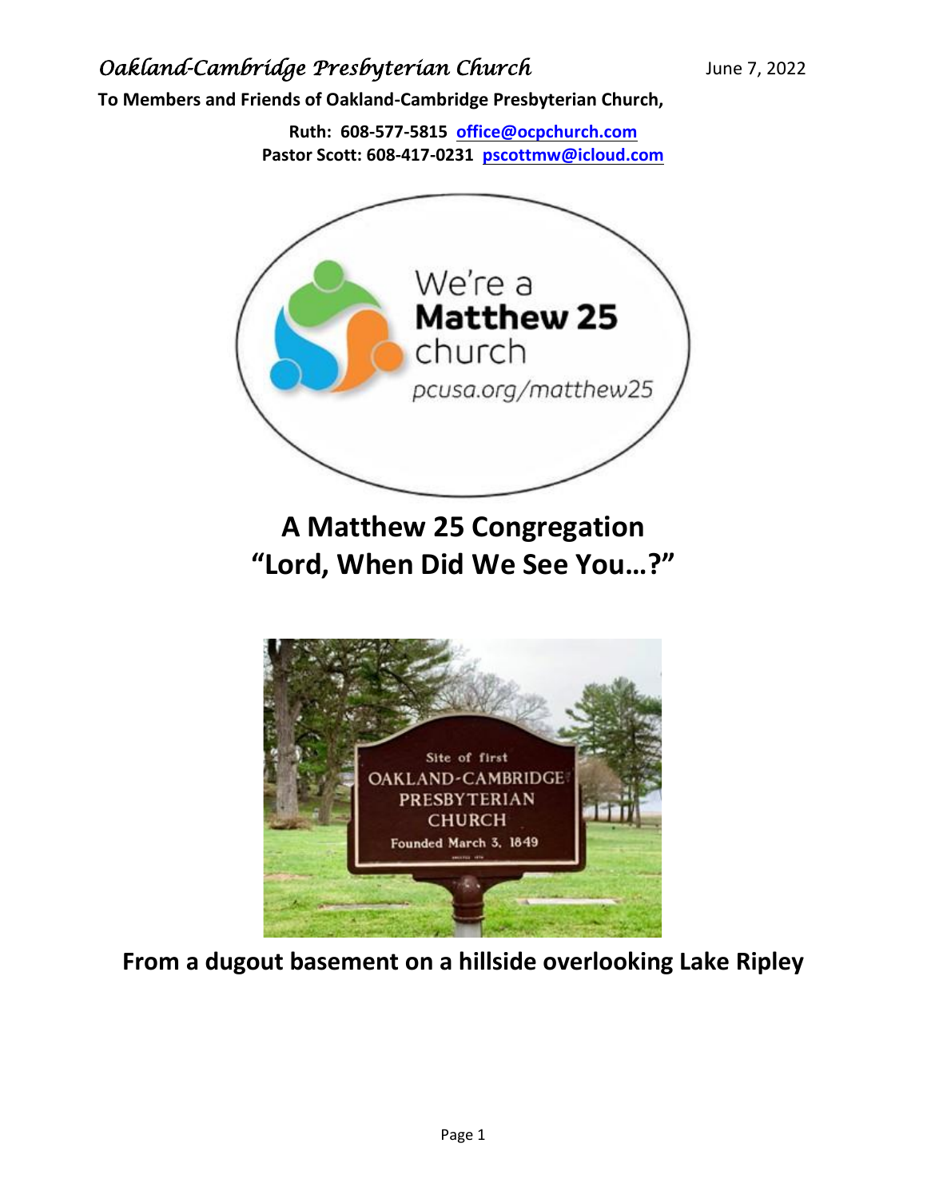*Oakland-Cambridge Presbyterian Church* June 7, 2022

**To Members and Friends of Oakland-Cambridge Presbyterian Church,**

**Ruth: 608-577-5815 office@ocpchurch.com**
**Pastor Scott: 608-417-0231 pscottmw@icloud.com**

# A Matthew 25 Congregation
# "Lord, When Did We See You…?"

## From a dugout basement on a hillside overlooking Lake Ripley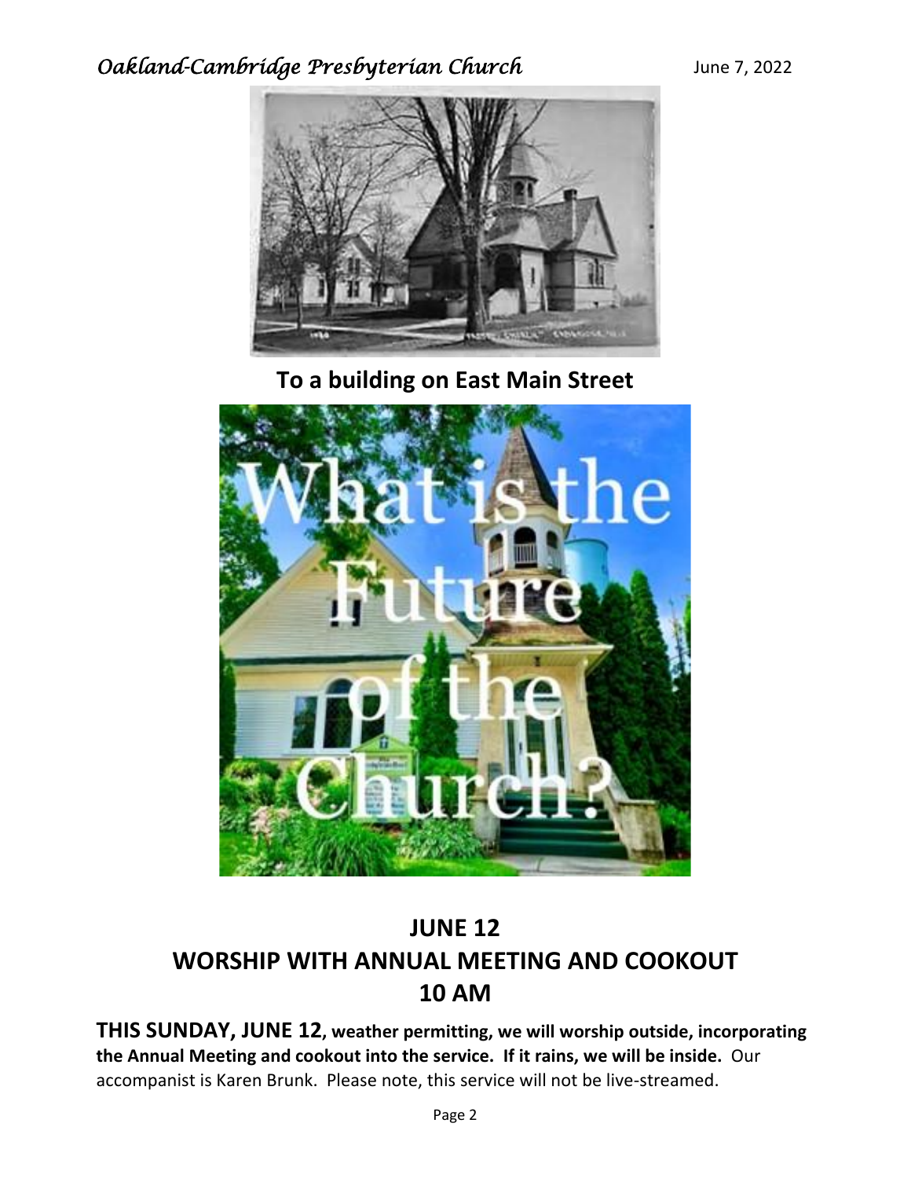**To a building on East Main Street**

# JUNE 12
# WORSHIP WITH ANNUAL MEETING AND COOKOUT
# 10 AM

**THIS SUNDAY, JUNE 12, weather permitting, we will worship outside, incorporating the Annual Meeting and cookout into the service. If it rains, we will be inside.** Our accompanist is Karen Brunk. Please note, this service will not be live-streamed.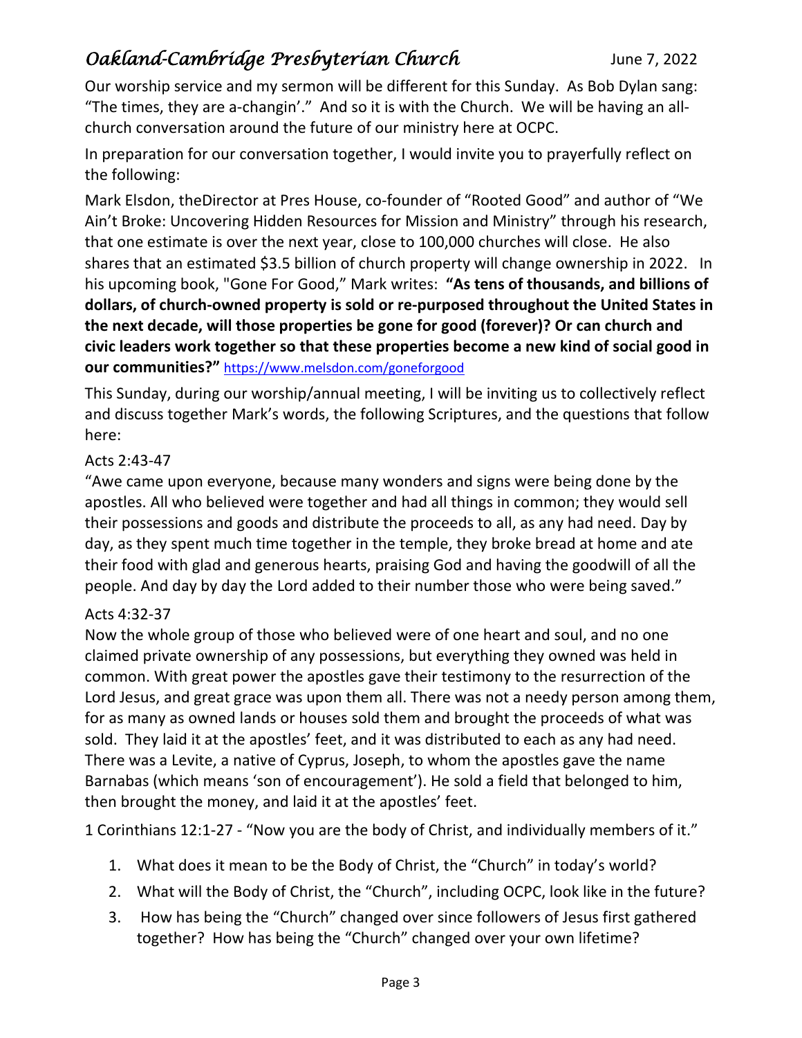Our worship service and my sermon will be different for this Sunday. As Bob Dylan sang: "The times, they are a-changin'." And so it is with the Church. We will be having an all-church conversation around the future of our ministry here at OCPC.

In preparation for our conversation together, I would invite you to prayerfully reflect on the following:

Mark Elsdon, theDirector at Pres House, co-founder of "Rooted Good" and author of "We Ain't Broke: Uncovering Hidden Resources for Mission and Ministry" through his research, that one estimate is over the next year, close to 100,000 churches will close. He also shares that an estimated $3.5 billion of church property will change ownership in 2022. In his upcoming book, "Gone For Good," Mark writes: **"As tens of thousands, and billions of dollars, of church-owned property is sold or re-purposed throughout the United States in the next decade, will those properties be gone for good (forever)? Or can church and civic leaders work together so that these properties become a new kind of social good in our communities?"** https://www.melsdon.com/goneforgood

This Sunday, during our worship/annual meeting, I will be inviting us to collectively reflect and discuss together Mark's words, the following Scriptures, and the questions that follow here:

Acts 2:43-47

"Awe came upon everyone, because many wonders and signs were being done by the apostles. All who believed were together and had all things in common; they would sell their possessions and goods and distribute the proceeds to all, as any had need. Day by day, as they spent much time together in the temple, they broke bread at home and ate their food with glad and generous hearts, praising God and having the goodwill of all the people. And day by day the Lord added to their number those who were being saved."

Acts 4:32-37

Now the whole group of those who believed were of one heart and soul, and no one claimed private ownership of any possessions, but everything they owned was held in common. With great power the apostles gave their testimony to the resurrection of the Lord Jesus, and great grace was upon them all. There was not a needy person among them, for as many as owned lands or houses sold them and brought the proceeds of what was sold. They laid it at the apostles' feet, and it was distributed to each as any had need. There was a Levite, a native of Cyprus, Joseph, to whom the apostles gave the name Barnabas (which means 'son of encouragement'). He sold a field that belonged to him, then brought the money, and laid it at the apostles' feet.

1 Corinthians 12:1-27 - "Now you are the body of Christ, and individually members of it."

1. What does it mean to be the Body of Christ, the "Church" in today's world?
2. What will the Body of Christ, the "Church", including OCPC, look like in the future?
3. How has being the "Church" changed over since followers of Jesus first gathered together? How has being the "Church" changed over your own lifetime?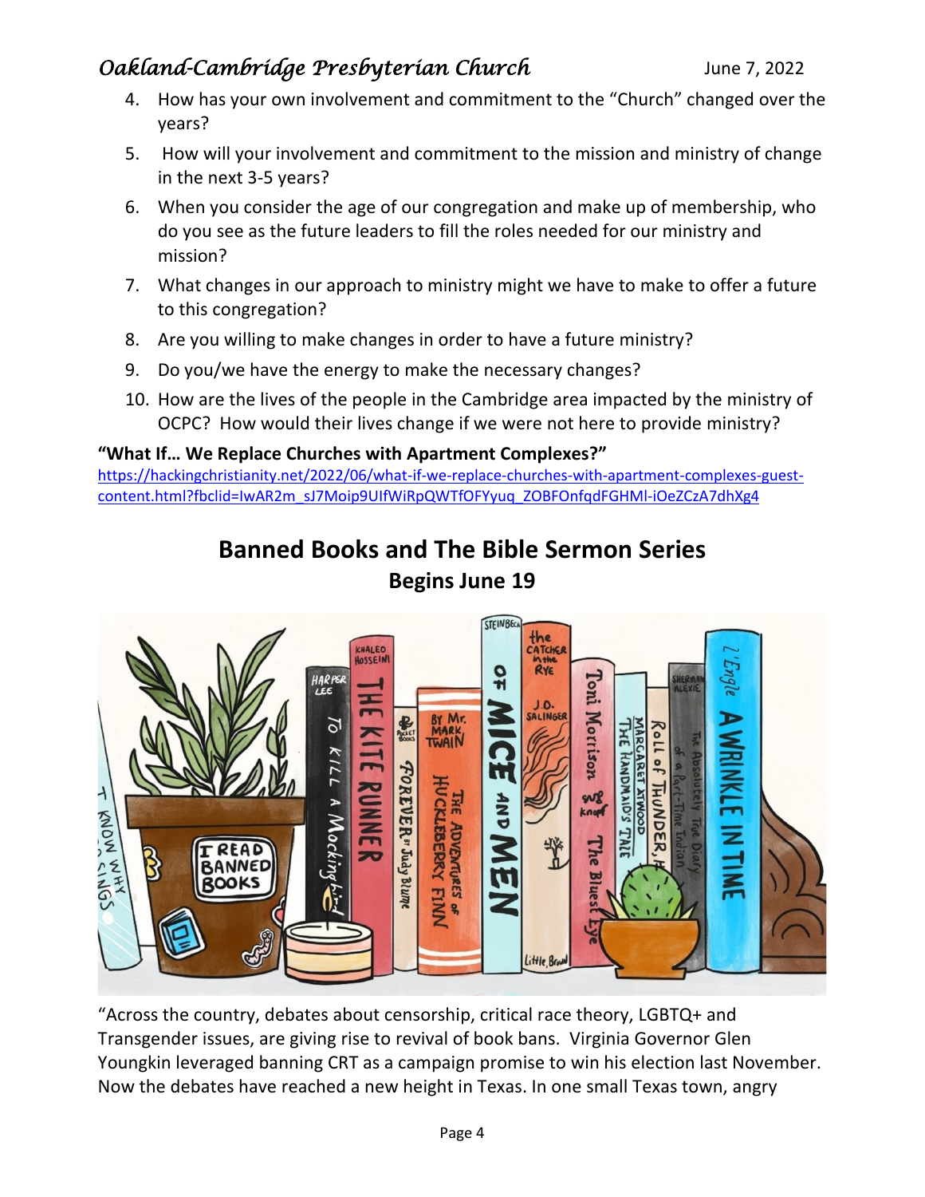4. How has your own involvement and commitment to the "Church" changed over the years?
5. How will your involvement and commitment to the mission and ministry of change in the next 3-5 years?
6. When you consider the age of our congregation and make up of membership, who do you see as the future leaders to fill the roles needed for our ministry and mission?
7. What changes in our approach to ministry might we have to make to offer a future to this congregation?
8. Are you willing to make changes in order to have a future ministry?
9. Do you/we have the energy to make the necessary changes?
10. How are the lives of the people in the Cambridge area impacted by the ministry of OCPC? How would their lives change if we were not here to provide ministry?

**"What If… We Replace Churches with Apartment Complexes?"**

https://hackingchristianity.net/2022/06/what-if-we-replace-churches-with-apartment-complexes-guest-content.html?fbclid=IwAR2m_sJ7Moip9UIfWiRpQWTfOFYyuq_ZOBFOnfqdFGHMl-iOeZCzA7dhXg4

## Banned Books and The Bible Sermon Series

### Begins June 19

"Across the country, debates about censorship, critical race theory, LGBTQ+ and Transgender issues, are giving rise to revival of book bans. Virginia Governor Glen Youngkin leveraged banning CRT as a campaign promise to win his election last November. Now the debates have reached a new height in Texas. In one small Texas town, angry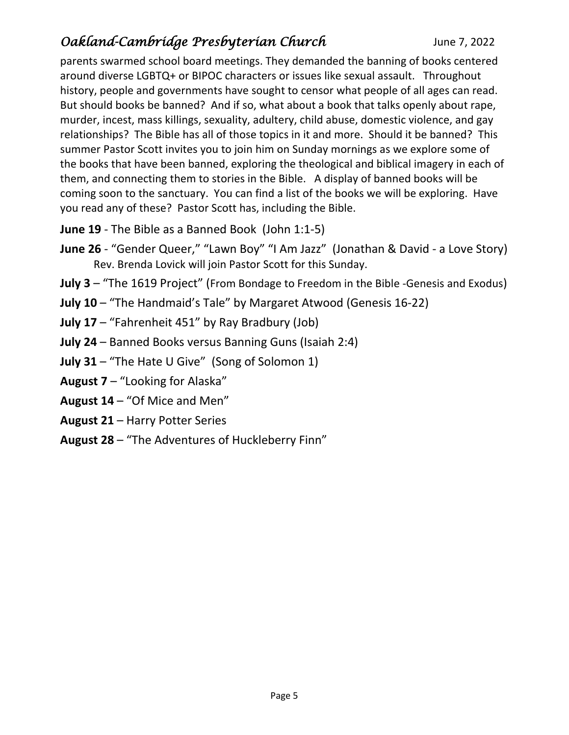parents swarmed school board meetings. They demanded the banning of books centered around diverse LGBTQ+ or BIPOC characters or issues like sexual assault. Throughout history, people and governments have sought to censor what people of all ages can read. But should books be banned? And if so, what about a book that talks openly about rape, murder, incest, mass killings, sexuality, adultery, child abuse, domestic violence, and gay relationships? The Bible has all of those topics in it and more. Should it be banned? This summer Pastor Scott invites you to join him on Sunday mornings as we explore some of the books that have been banned, exploring the theological and biblical imagery in each of them, and connecting them to stories in the Bible. A display of banned books will be coming soon to the sanctuary. You can find a list of the books we will be exploring. Have you read any of these? Pastor Scott has, including the Bible.

**June 19** - The Bible as a Banned Book (John 1:1-5)

**June 26** - "Gender Queer," "Lawn Boy" "I Am Jazz" (Jonathan & David - a Love Story)
Rev. Brenda Lovick will join Pastor Scott for this Sunday.

**July 3** – "The 1619 Project" (From Bondage to Freedom in the Bible -Genesis and Exodus)

**July 10** – "The Handmaid's Tale" by Margaret Atwood (Genesis 16-22)

**July 17** – "Fahrenheit 451" by Ray Bradbury (Job)

**July 24** – Banned Books versus Banning Guns (Isaiah 2:4)

**July 31** – "The Hate U Give" (Song of Solomon 1)

**August 7** – "Looking for Alaska"

**August 14** – "Of Mice and Men"

**August 21** – Harry Potter Series

**August 28** – "The Adventures of Huckleberry Finn"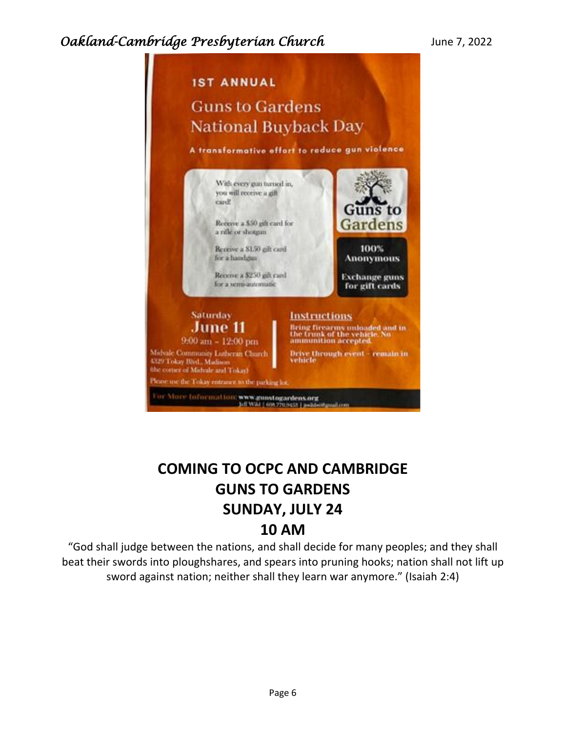1ST ANNUAL

# Guns to Gardens National Buyback Day

A transformative effort to reduce gun violence

With every gun turned in, you will receive a gift card!

Receive a $50 gift card for a rifle or shotgun

Receive a $150 gift card for a handgun

Receive a $250 gift card for a semi-automatic

Guns to Gardens

100% Anonymous

Exchange guns for gift cards

Saturday
**June 11**
9:00 am - 12:00 pm

Midvale Community Lutheran Church
4329 Tokay Blvd., Madison
(the corner of Midvale and Tokay)

Please use the Tokay entrance to the parking lot.

**Instructions**

Bring firearms unloaded and in the trunk of the vehicle. No ammunition accepted.

Drive through event - remain in vehicle

For More Information: www.gunstogardens.org
Jeff Wild | 608.770.9458 | jwildwi@gmail.com

## COMING TO OCPC AND CAMBRIDGE
## GUNS TO GARDENS
## SUNDAY, JULY 24
## 10 AM

"God shall judge between the nations, and shall decide for many peoples; and they shall beat their swords into ploughshares, and spears into pruning hooks; nation shall not lift up sword against nation; neither shall they learn war anymore." (Isaiah 2:4)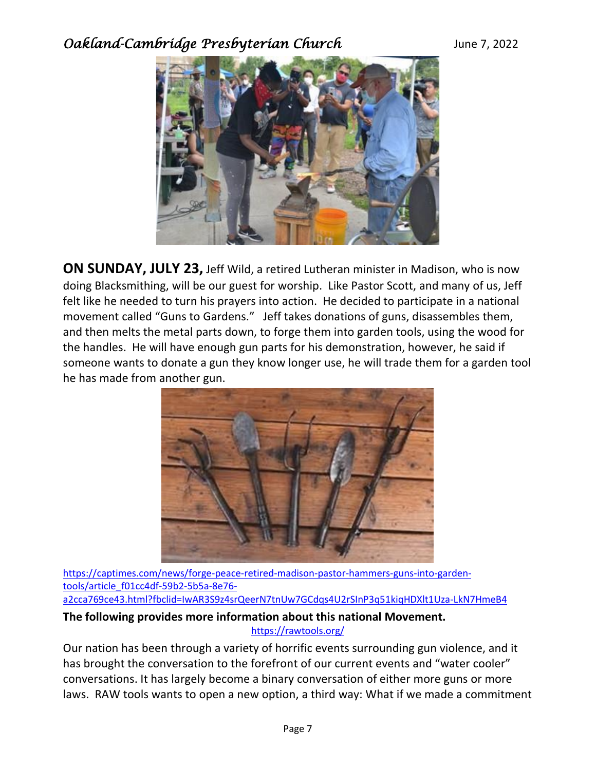**ON SUNDAY, JULY 23,** Jeff Wild, a retired Lutheran minister in Madison, who is now doing Blacksmithing, will be our guest for worship. Like Pastor Scott, and many of us, Jeff felt like he needed to turn his prayers into action. He decided to participate in a national movement called "Guns to Gardens." Jeff takes donations of guns, disassembles them, and then melts the metal parts down, to forge them into garden tools, using the wood for the handles. He will have enough gun parts for his demonstration, however, he said if someone wants to donate a gun they know longer use, he will trade them for a garden tool he has made from another gun.

https://captimes.com/news/forge-peace-retired-madison-pastor-hammers-guns-into-garden-tools/article_f01cc4df-59b2-5b5a-8e76-a2cca769ce43.html?fbclid=IwAR3S9z4srQeerN7tnUw7GCdqs4U2rSInP3q51kiqHDXlt1Uza-LkN7HmeB4

**The following provides more information about this national Movement.**

https://rawtools.org/

Our nation has been through a variety of horrific events surrounding gun violence, and it has brought the conversation to the forefront of our current events and "water cooler" conversations. It has largely become a binary conversation of either more guns or more laws. RAW tools wants to open a new option, a third way: What if we made a commitment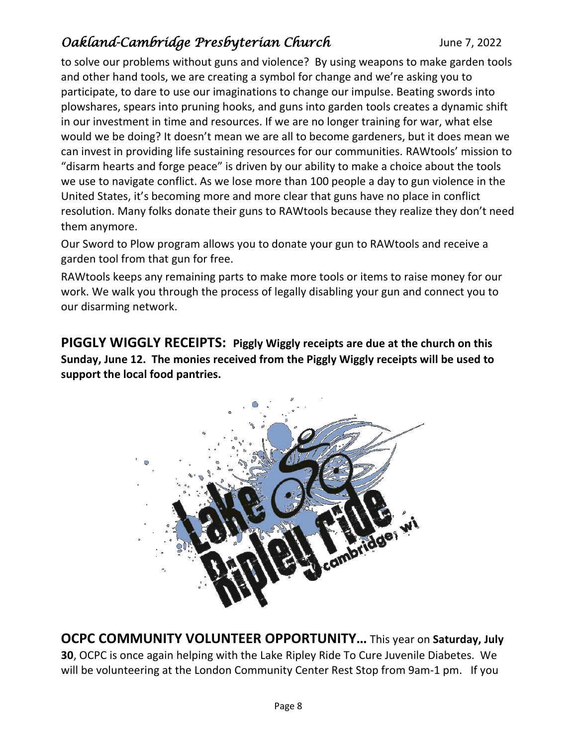to solve our problems without guns and violence? By using weapons to make garden tools and other hand tools, we are creating a symbol for change and we're asking you to participate, to dare to use our imaginations to change our impulse. Beating swords into plowshares, spears into pruning hooks, and guns into garden tools creates a dynamic shift in our investment in time and resources. If we are no longer training for war, what else would we be doing? It doesn't mean we are all to become gardeners, but it does mean we can invest in providing life sustaining resources for our communities. RAWtools' mission to "disarm hearts and forge peace" is driven by our ability to make a choice about the tools we use to navigate conflict. As we lose more than 100 people a day to gun violence in the United States, it's becoming more and more clear that guns have no place in conflict resolution. Many folks donate their guns to RAWtools because they realize they don't need them anymore.

Our Sword to Plow program allows you to donate your gun to RAWtools and receive a garden tool from that gun for free.

RAWtools keeps any remaining parts to make more tools or items to raise money for our work. We walk you through the process of legally disabling your gun and connect you to our disarming network.

**PIGGLY WIGGLY RECEIPTS: Piggly Wiggly receipts are due at the church on this Sunday, June 12. The monies received from the Piggly Wiggly receipts will be used to support the local food pantries.**

**OCPC COMMUNITY VOLUNTEER OPPORTUNITY…** This year on **Saturday, July 30**, OCPC is once again helping with the Lake Ripley Ride To Cure Juvenile Diabetes. We will be volunteering at the London Community Center Rest Stop from 9am-1 pm. If you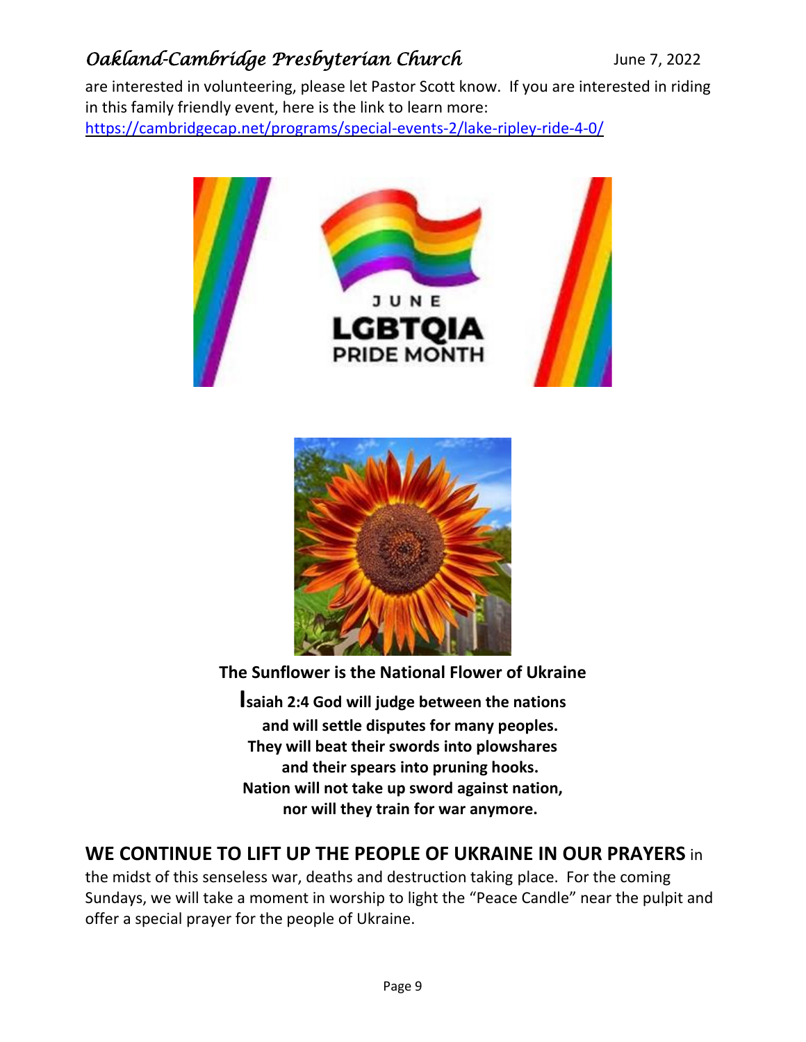are interested in volunteering, please let Pastor Scott know. If you are interested in riding in this family friendly event, here is the link to learn more: https://cambridgecap.net/programs/special-events-2/lake-ripley-ride-4-0/

**The Sunflower is the National Flower of Ukraine**

**Isaiah 2:4 God will judge between the nations
and will settle disputes for many peoples.
They will beat their swords into plowshares
and their spears into pruning hooks.
Nation will not take up sword against nation,
nor will they train for war anymore.**

**WE CONTINUE TO LIFT UP THE PEOPLE OF UKRAINE IN OUR PRAYERS** in the midst of this senseless war, deaths and destruction taking place. For the coming Sundays, we will take a moment in worship to light the "Peace Candle" near the pulpit and offer a special prayer for the people of Ukraine.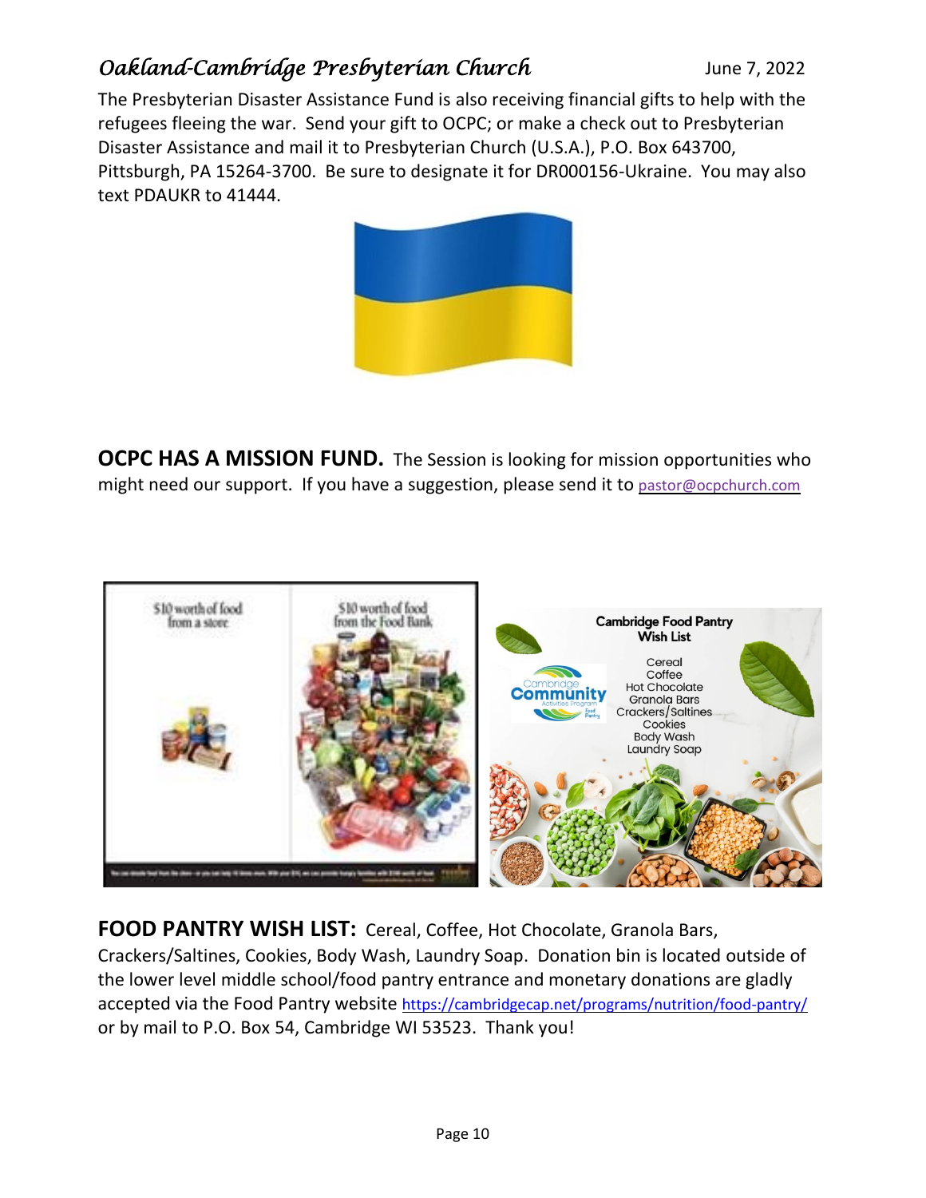The Presbyterian Disaster Assistance Fund is also receiving financial gifts to help with the refugees fleeing the war. Send your gift to OCPC; or make a check out to Presbyterian Disaster Assistance and mail it to Presbyterian Church (U.S.A.), P.O. Box 643700, Pittsburgh, PA 15264-3700. Be sure to designate it for DR000156-Ukraine. You may also text PDAUKR to 41444.

**OCPC HAS A MISSION FUND.** The Session is looking for mission opportunities who might need our support. If you have a suggestion, please send it to pastor@ocpchurch.com

**FOOD PANTRY WISH LIST:** Cereal, Coffee, Hot Chocolate, Granola Bars, Crackers/Saltines, Cookies, Body Wash, Laundry Soap. Donation bin is located outside of the lower level middle school/food pantry entrance and monetary donations are gladly accepted via the Food Pantry website https://cambridgecap.net/programs/nutrition/food-pantry/ or by mail to P.O. Box 54, Cambridge WI 53523. Thank you!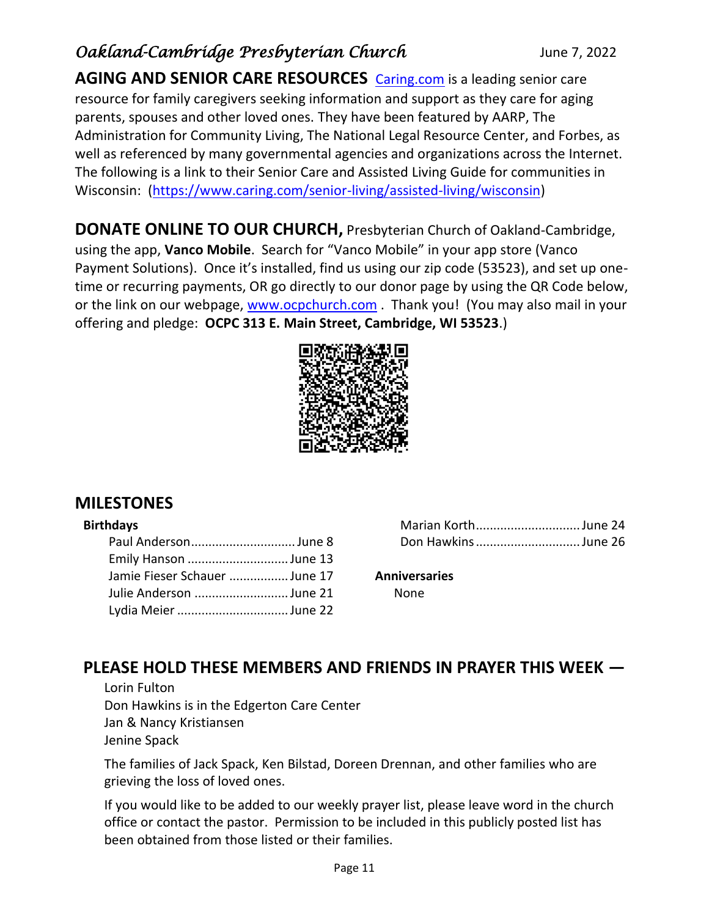**AGING AND SENIOR CARE RESOURCES** Caring.com is a leading senior care resource for family caregivers seeking information and support as they care for aging parents, spouses and other loved ones. They have been featured by AARP, The Administration for Community Living, The National Legal Resource Center, and Forbes, as well as referenced by many governmental agencies and organizations across the Internet. The following is a link to their Senior Care and Assisted Living Guide for communities in Wisconsin: (https://www.caring.com/senior-living/assisted-living/wisconsin)

**DONATE ONLINE TO OUR CHURCH,** Presbyterian Church of Oakland-Cambridge, using the app, **Vanco Mobile**. Search for "Vanco Mobile" in your app store (Vanco Payment Solutions). Once it's installed, find us using our zip code (53523), and set up one-time or recurring payments, OR go directly to our donor page by using the QR Code below, or the link on our webpage, www.ocpchurch.com . Thank you! (You may also mail in your offering and pledge: **OCPC 313 E. Main Street, Cambridge, WI 53523**.)

## MILESTONES

**Birthdays**

- Paul Anderson .............................. June 8
- Emily Hanson .............................. June 13
- Jamie Fieser Schauer .................. June 17
- Julie Anderson ............................ June 21
- Lydia Meier ................................ June 22
- Marian Korth .............................. June 24
- Don Hawkins .............................. June 26

**Anniversaries**

None

## PLEASE HOLD THESE MEMBERS AND FRIENDS IN PRAYER THIS WEEK —

Lorin Fulton
Don Hawkins is in the Edgerton Care Center
Jan & Nancy Kristiansen
Jenine Spack

The families of Jack Spack, Ken Bilstad, Doreen Drennan, and other families who are grieving the loss of loved ones.

If you would like to be added to our weekly prayer list, please leave word in the church office or contact the pastor. Permission to be included in this publicly posted list has been obtained from those listed or their families.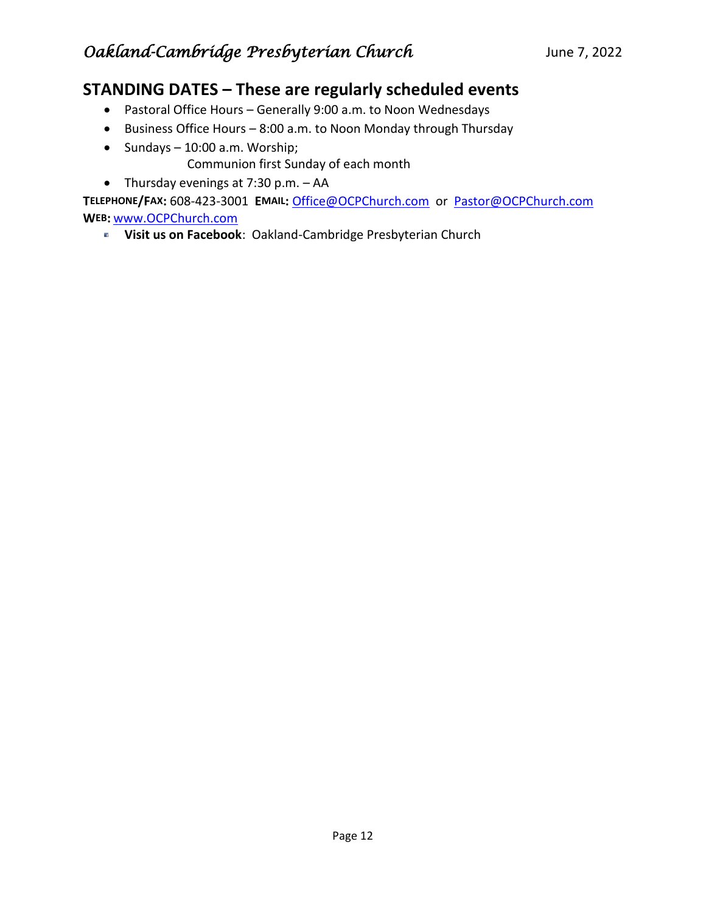## STANDING DATES – These are regularly scheduled events

- Pastoral Office Hours – Generally 9:00 a.m. to Noon Wednesdays
- Business Office Hours – 8:00 a.m. to Noon Monday through Thursday
- Sundays – 10:00 a.m. Worship;
  Communion first Sunday of each month
- Thursday evenings at 7:30 p.m. – AA

**TELEPHONE/FAX:** 608-423-3001 **EMAIL:** Office@OCPChurch.com or Pastor@OCPChurch.com
**WEB:** www.OCPChurch.com

- **Visit us on Facebook**: Oakland-Cambridge Presbyterian Church